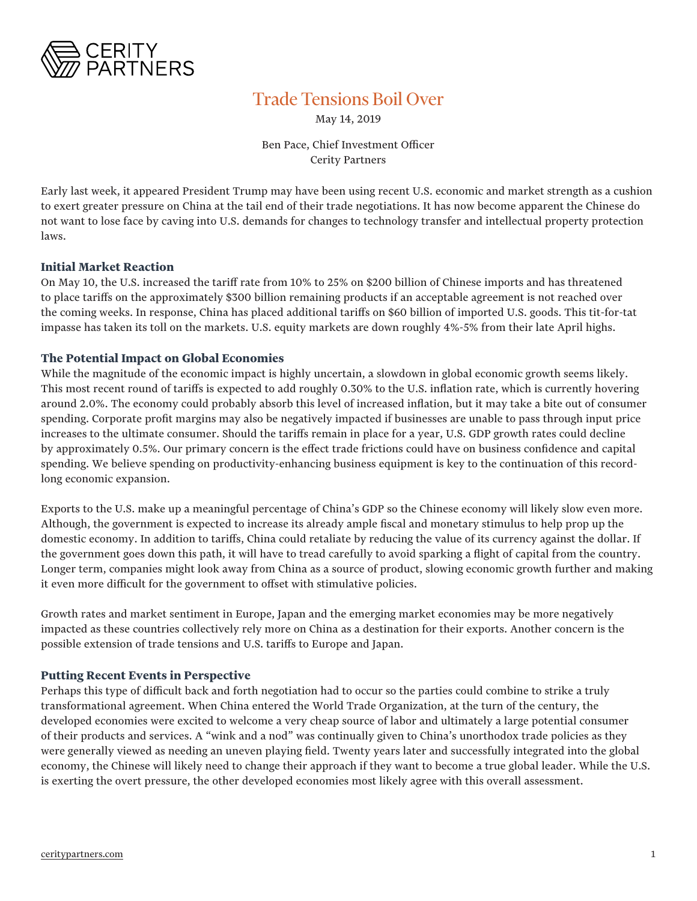CERITY PARTNERS

# Trade Tensions Boil Over

May 14, 2019

Ben Pace, Chief Investment Officer
Cerity Partners

Early last week, it appeared President Trump may have been using recent U.S. economic and market strength as a cushion to exert greater pressure on China at the tail end of their trade negotiations. It has now become apparent the Chinese do not want to lose face by caving into U.S. demands for changes to technology transfer and intellectual property protection laws.

## Initial Market Reaction

On May 10, the U.S. increased the tariff rate from 10% to 25% on $200 billion of Chinese imports and has threatened to place tariffs on the approximately $300 billion remaining products if an acceptable agreement is not reached over the coming weeks. In response, China has placed additional tariffs on $60 billion of imported U.S. goods. This tit-for-tat impasse has taken its toll on the markets. U.S. equity markets are down roughly 4%-5% from their late April highs.

## The Potential Impact on Global Economies

While the magnitude of the economic impact is highly uncertain, a slowdown in global economic growth seems likely. This most recent round of tariffs is expected to add roughly 0.30% to the U.S. inflation rate, which is currently hovering around 2.0%. The economy could probably absorb this level of increased inflation, but it may take a bite out of consumer spending. Corporate profit margins may also be negatively impacted if businesses are unable to pass through input price increases to the ultimate consumer. Should the tariffs remain in place for a year, U.S. GDP growth rates could decline by approximately 0.5%. Our primary concern is the effect trade frictions could have on business confidence and capital spending. We believe spending on productivity-enhancing business equipment is key to the continuation of this record-long economic expansion.

Exports to the U.S. make up a meaningful percentage of China's GDP so the Chinese economy will likely slow even more. Although, the government is expected to increase its already ample fiscal and monetary stimulus to help prop up the domestic economy. In addition to tariffs, China could retaliate by reducing the value of its currency against the dollar. If the government goes down this path, it will have to tread carefully to avoid sparking a flight of capital from the country. Longer term, companies might look away from China as a source of product, slowing economic growth further and making it even more difficult for the government to offset with stimulative policies.

Growth rates and market sentiment in Europe, Japan and the emerging market economies may be more negatively impacted as these countries collectively rely more on China as a destination for their exports. Another concern is the possible extension of trade tensions and U.S. tariffs to Europe and Japan.

## Putting Recent Events in Perspective

Perhaps this type of difficult back and forth negotiation had to occur so the parties could combine to strike a truly transformational agreement. When China entered the World Trade Organization, at the turn of the century, the developed economies were excited to welcome a very cheap source of labor and ultimately a large potential consumer of their products and services. A "wink and a nod" was continually given to China's unorthodox trade policies as they were generally viewed as needing an uneven playing field. Twenty years later and successfully integrated into the global economy, the Chinese will likely need to change their approach if they want to become a true global leader. While the U.S. is exerting the overt pressure, the other developed economies most likely agree with this overall assessment.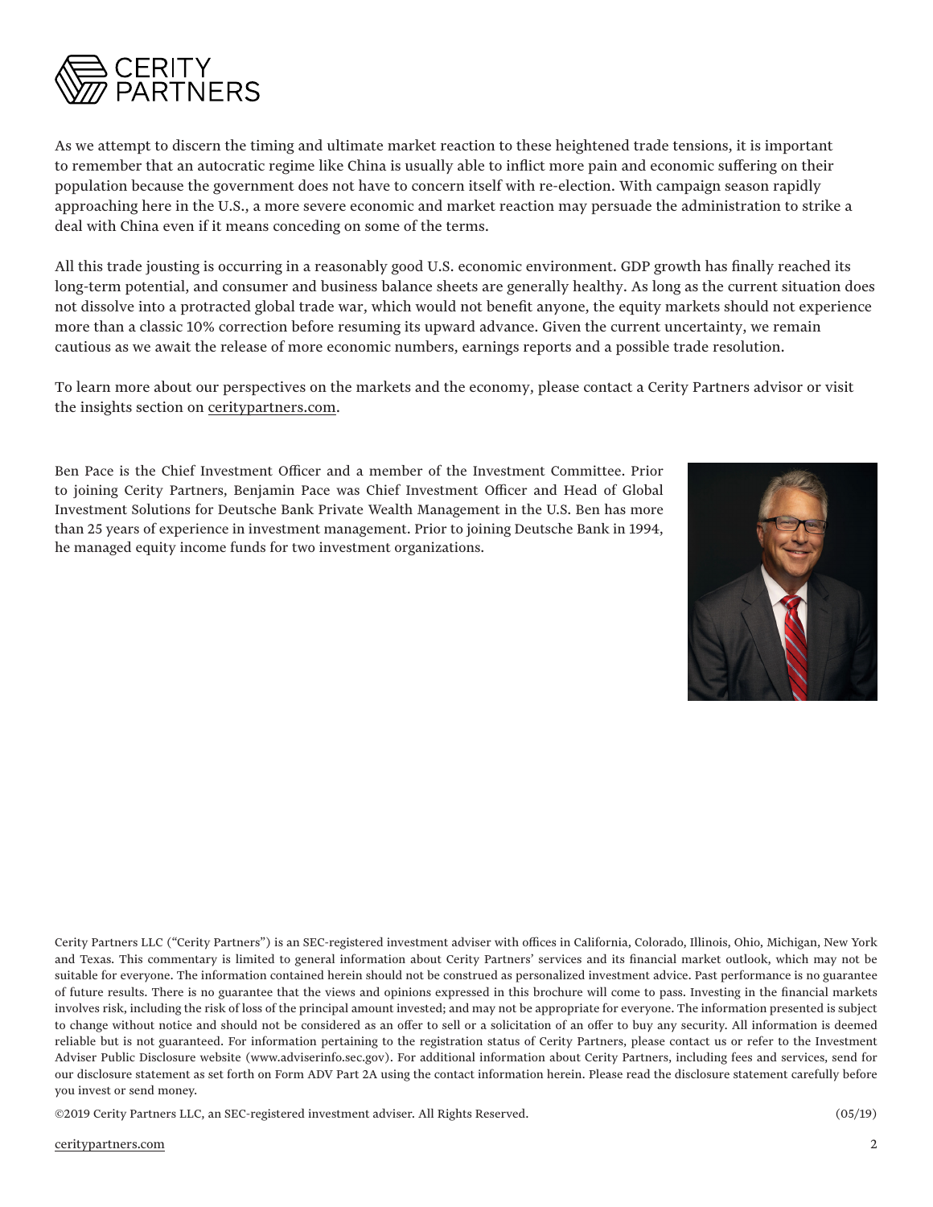As we attempt to discern the timing and ultimate market reaction to these heightened trade tensions, it is important to remember that an autocratic regime like China is usually able to inflict more pain and economic suffering on their population because the government does not have to concern itself with re-election. With campaign season rapidly approaching here in the U.S., a more severe economic and market reaction may persuade the administration to strike a deal with China even if it means conceding on some of the terms.

All this trade jousting is occurring in a reasonably good U.S. economic environment. GDP growth has finally reached its long-term potential, and consumer and business balance sheets are generally healthy. As long as the current situation does not dissolve into a protracted global trade war, which would not benefit anyone, the equity markets should not experience more than a classic 10% correction before resuming its upward advance. Given the current uncertainty, we remain cautious as we await the release of more economic numbers, earnings reports and a possible trade resolution.

To learn more about our perspectives on the markets and the economy, please contact a Cerity Partners advisor or visit the insights section on ceritypartners.com.

Ben Pace is the Chief Investment Officer and a member of the Investment Committee. Prior to joining Cerity Partners, Benjamin Pace was Chief Investment Officer and Head of Global Investment Solutions for Deutsche Bank Private Wealth Management in the U.S. Ben has more than 25 years of experience in investment management. Prior to joining Deutsche Bank in 1994, he managed equity income funds for two investment organizations.

Cerity Partners LLC ("Cerity Partners") is an SEC-registered investment adviser with offices in California, Colorado, Illinois, Ohio, Michigan, New York and Texas. This commentary is limited to general information about Cerity Partners' services and its financial market outlook, which may not be suitable for everyone. The information contained herein should not be construed as personalized investment advice. Past performance is no guarantee of future results. There is no guarantee that the views and opinions expressed in this brochure will come to pass. Investing in the financial markets involves risk, including the risk of loss of the principal amount invested; and may not be appropriate for everyone. The information presented is subject to change without notice and should not be considered as an offer to sell or a solicitation of an offer to buy any security. All information is deemed reliable but is not guaranteed. For information pertaining to the registration status of Cerity Partners, please contact us or refer to the Investment Adviser Public Disclosure website (www.adviserinfo.sec.gov). For additional information about Cerity Partners, including fees and services, send for our disclosure statement as set forth on Form ADV Part 2A using the contact information herein. Please read the disclosure statement carefully before you invest or send money.

©2019 Cerity Partners LLC, an SEC-registered investment adviser. All Rights Reserved. (05/19)